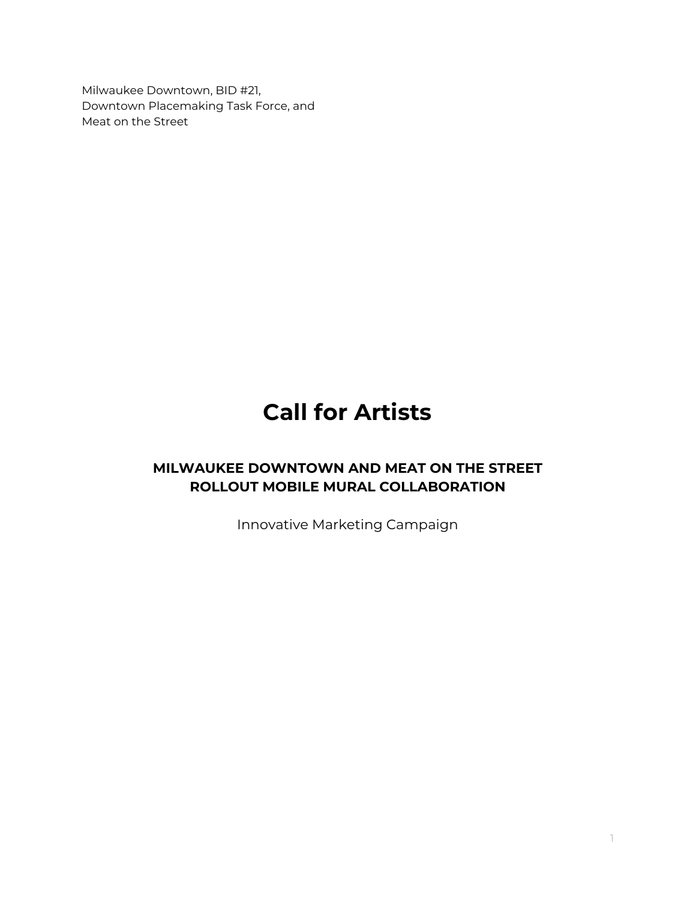Milwaukee Downtown, BID #21,
Downtown Placemaking Task Force, and
Meat on the Street

# Call for Artists

## MILWAUKEE DOWNTOWN AND MEAT ON THE STREET ROLLOUT MOBILE MURAL COLLABORATION

Innovative Marketing Campaign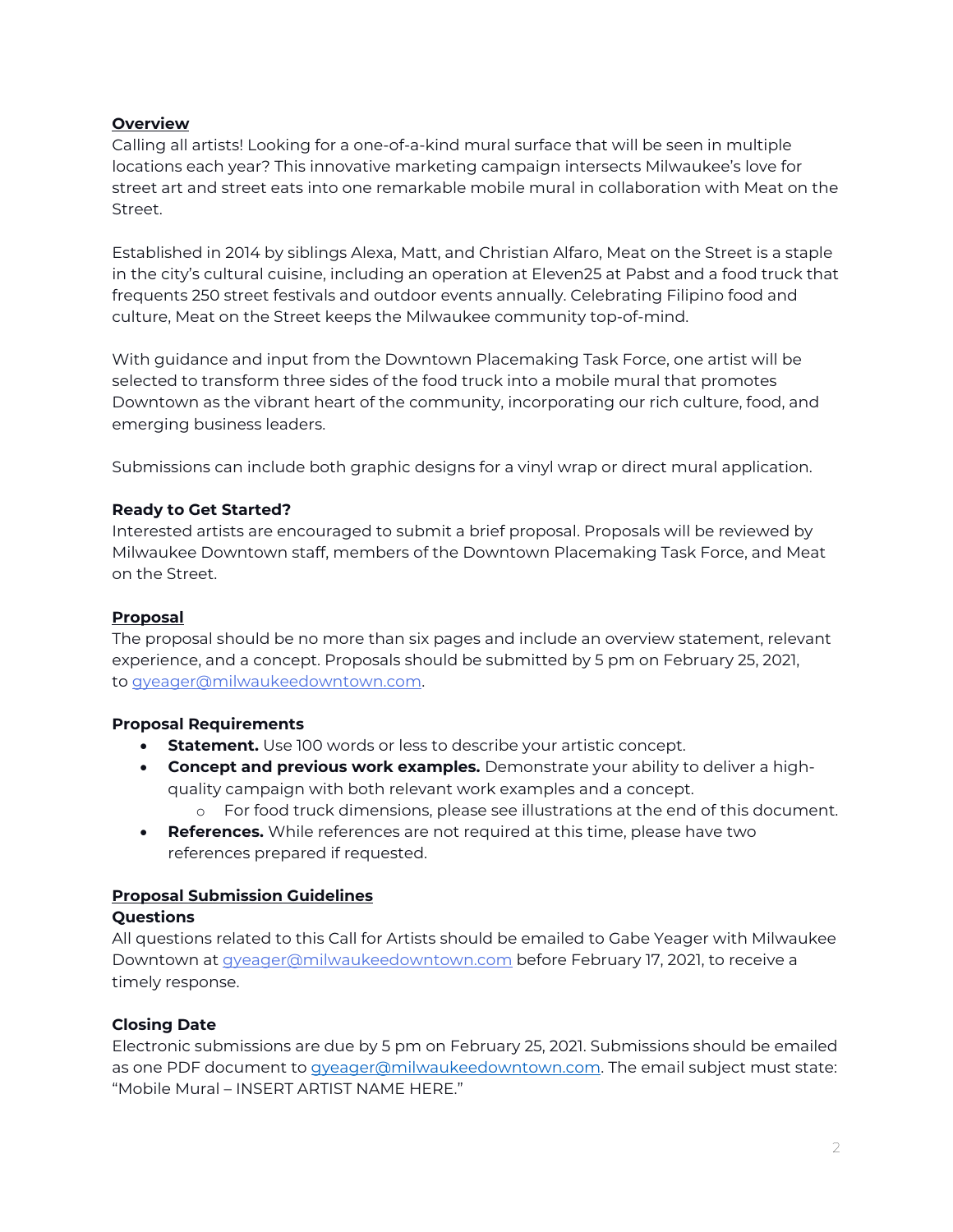## Overview

Calling all artists! Looking for a one-of-a-kind mural surface that will be seen in multiple locations each year? This innovative marketing campaign intersects Milwaukee's love for street art and street eats into one remarkable mobile mural in collaboration with Meat on the Street.

Established in 2014 by siblings Alexa, Matt, and Christian Alfaro, Meat on the Street is a staple in the city's cultural cuisine, including an operation at Eleven25 at Pabst and a food truck that frequents 250 street festivals and outdoor events annually. Celebrating Filipino food and culture, Meat on the Street keeps the Milwaukee community top-of-mind.

With guidance and input from the Downtown Placemaking Task Force, one artist will be selected to transform three sides of the food truck into a mobile mural that promotes Downtown as the vibrant heart of the community, incorporating our rich culture, food, and emerging business leaders.

Submissions can include both graphic designs for a vinyl wrap or direct mural application.

### Ready to Get Started?

Interested artists are encouraged to submit a brief proposal. Proposals will be reviewed by Milwaukee Downtown staff, members of the Downtown Placemaking Task Force, and Meat on the Street.

## Proposal

The proposal should be no more than six pages and include an overview statement, relevant experience, and a concept. Proposals should be submitted by 5 pm on February 25, 2021, to gyeager@milwaukeedowntown.com.

### Proposal Requirements

- **Statement.** Use 100 words or less to describe your artistic concept.
- **Concept and previous work examples.** Demonstrate your ability to deliver a high-quality campaign with both relevant work examples and a concept.
  - For food truck dimensions, please see illustrations at the end of this document.
- **References.** While references are not required at this time, please have two references prepared if requested.

## Proposal Submission Guidelines

### Questions

All questions related to this Call for Artists should be emailed to Gabe Yeager with Milwaukee Downtown at gyeager@milwaukeedowntown.com before February 17, 2021, to receive a timely response.

### Closing Date

Electronic submissions are due by 5 pm on February 25, 2021. Submissions should be emailed as one PDF document to gyeager@milwaukeedowntown.com. The email subject must state: "Mobile Mural – INSERT ARTIST NAME HERE."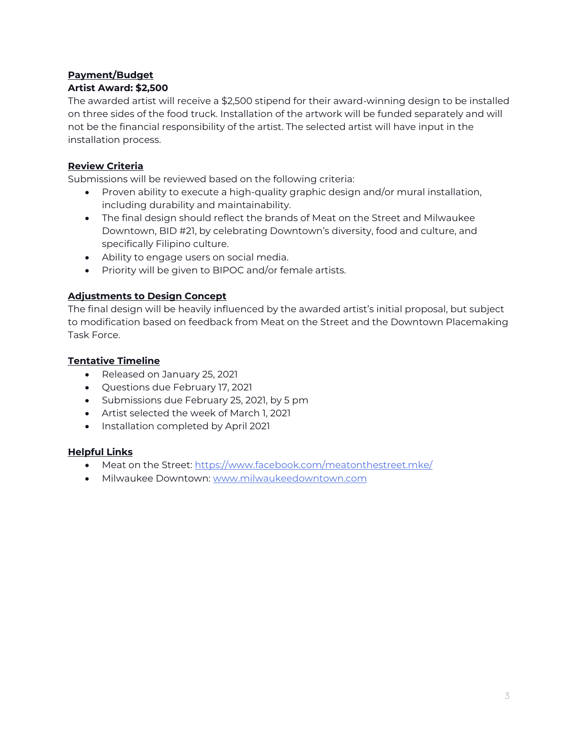## Payment/Budget

**Artist Award: $2,500**

The awarded artist will receive a $2,500 stipend for their award-winning design to be installed on three sides of the food truck. Installation of the artwork will be funded separately and will not be the financial responsibility of the artist. The selected artist will have input in the installation process.

## Review Criteria

Submissions will be reviewed based on the following criteria:

- Proven ability to execute a high-quality graphic design and/or mural installation, including durability and maintainability.
- The final design should reflect the brands of Meat on the Street and Milwaukee Downtown, BID #21, by celebrating Downtown's diversity, food and culture, and specifically Filipino culture.
- Ability to engage users on social media.
- Priority will be given to BIPOC and/or female artists.

## Adjustments to Design Concept

The final design will be heavily influenced by the awarded artist's initial proposal, but subject to modification based on feedback from Meat on the Street and the Downtown Placemaking Task Force.

## Tentative Timeline

- Released on January 25, 2021
- Questions due February 17, 2021
- Submissions due February 25, 2021, by 5 pm
- Artist selected the week of March 1, 2021
- Installation completed by April 2021

## Helpful Links

- Meat on the Street: [https://www.facebook.com/meatonthestreet.mke/](https://www.facebook.com/meatonthestreet.mke/)
- Milwaukee Downtown: [www.milwaukeedowntown.com](http://www.milwaukeedowntown.com)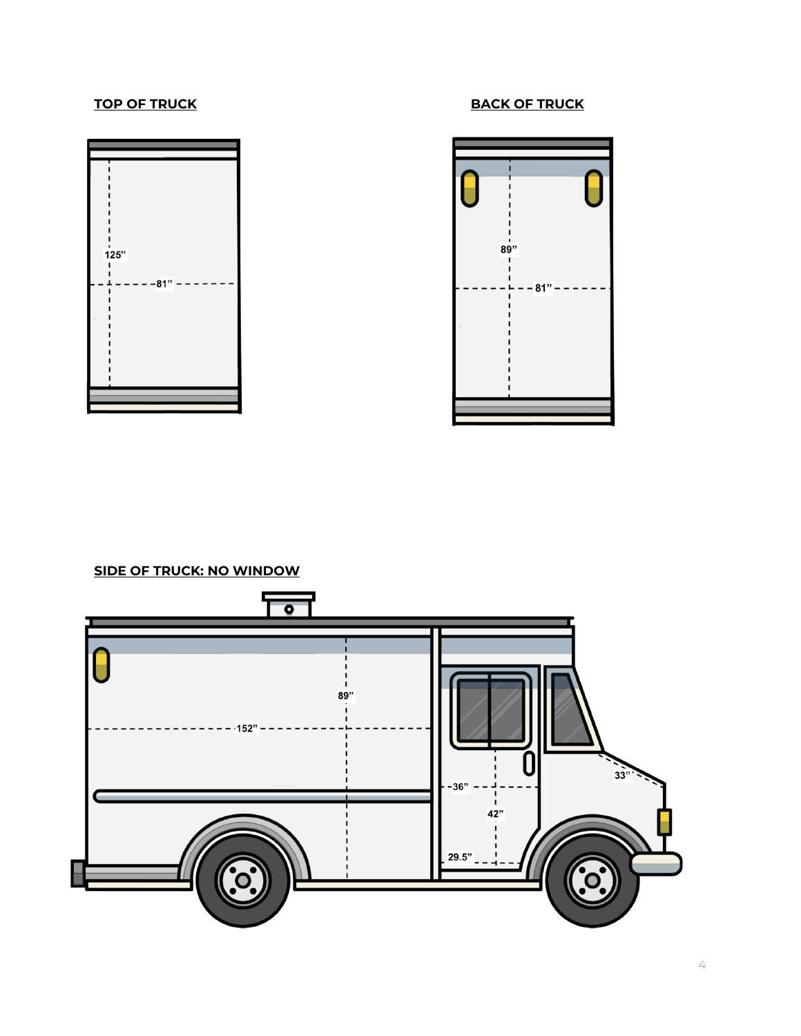**TOP OF TRUCK**

125”

81”

**BACK OF TRUCK**

89”

81”

**SIDE OF TRUCK: NO WINDOW**

89”

152”

36”

42”

29.5”

33”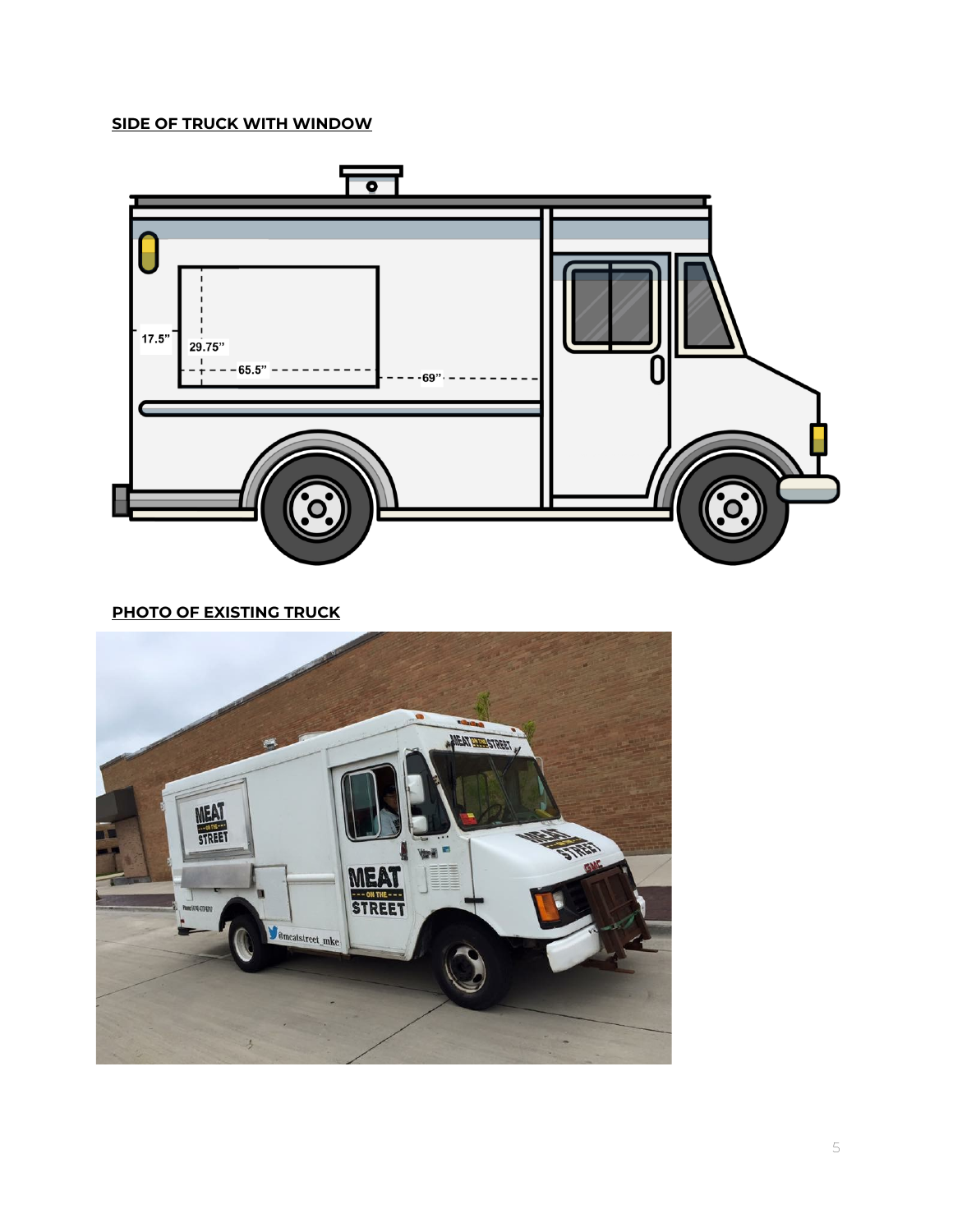**SIDE OF TRUCK WITH WINDOW**

17.5"

29.75"

65.5"

69"

**PHOTO OF EXISTING TRUCK**